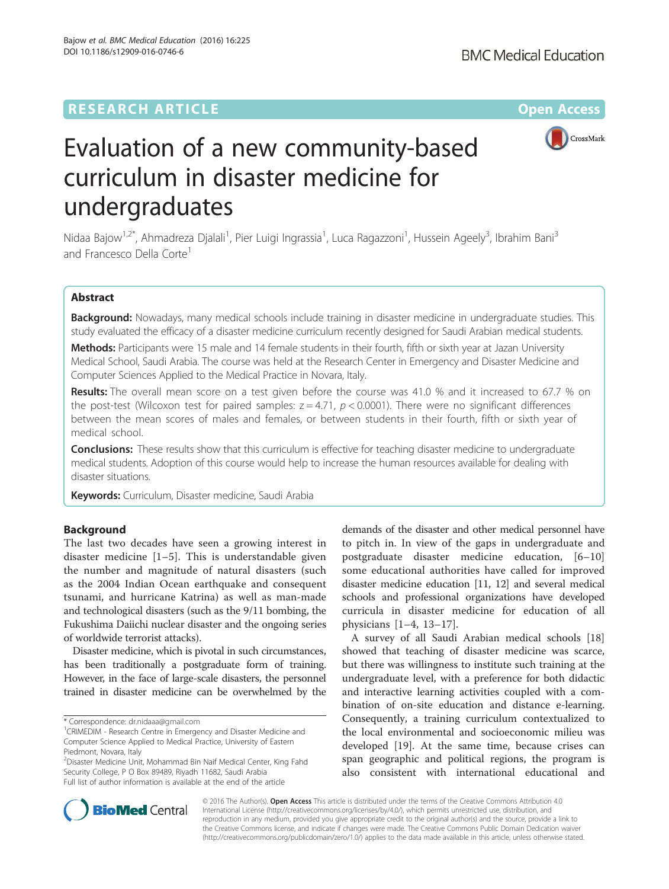RESEARCH ARTICLE

Open Access

# Evaluation of a new community-based curriculum in disaster medicine for undergraduates

Nidaa Bajow[1,2*], Ahmadreza Djalali[1], Pier Luigi Ingrassia[1], Luca Ragazzoni[1], Hussein Ageely[3], Ibrahim Bani[3] and Francesco Della Corte[1]

## Abstract

**Background:** Nowadays, many medical schools include training in disaster medicine in undergraduate studies. This study evaluated the efficacy of a disaster medicine curriculum recently designed for Saudi Arabian medical students.

**Methods:** Participants were 15 male and 14 female students in their fourth, fifth or sixth year at Jazan University Medical School, Saudi Arabia. The course was held at the Research Center in Emergency and Disaster Medicine and Computer Sciences Applied to the Medical Practice in Novara, Italy.

**Results:** The overall mean score on a test given before the course was 41.0 % and it increased to 67.7 % on the post-test (Wilcoxon test for paired samples: $z = 4.71$, $p < 0.0001$). There were no significant differences between the mean scores of males and females, or between students in their fourth, fifth or sixth year of medical school.

**Conclusions:** These results show that this curriculum is effective for teaching disaster medicine to undergraduate medical students. Adoption of this course would help to increase the human resources available for dealing with disaster situations.

**Keywords:** Curriculum, Disaster medicine, Saudi Arabia

## Background

The last two decades have seen a growing interest in disaster medicine [1–5]. This is understandable given the number and magnitude of natural disasters (such as the 2004 Indian Ocean earthquake and consequent tsunami, and hurricane Katrina) as well as man-made and technological disasters (such as the 9/11 bombing, the Fukushima Daiichi nuclear disaster and the ongoing series of worldwide terrorist attacks).

Disaster medicine, which is pivotal in such circumstances, has been traditionally a postgraduate form of training. However, in the face of large-scale disasters, the personnel trained in disaster medicine can be overwhelmed by the demands of the disaster and other medical personnel have to pitch in. In view of the gaps in undergraduate and postgraduate disaster medicine education, [6–10] some educational authorities have called for improved disaster medicine education [11, 12] and several medical schools and professional organizations have developed curricula in disaster medicine for education of all physicians [1–4, 13–17].

A survey of all Saudi Arabian medical schools [18] showed that teaching of disaster medicine was scarce, but there was willingness to institute such training at the undergraduate level, with a preference for both didactic and interactive learning activities coupled with a combination of on-site education and distance e-learning. Consequently, a training curriculum contextualized to the local environmental and socioeconomic milieu was developed [19]. At the same time, because crises can span geographic and political regions, the program is also consistent with international educational and

\* Correspondence: dr.nidaaa@gmail.com
[1]CRIMEDIM - Research Centre in Emergency and Disaster Medicine and Computer Science Applied to Medical Practice, University of Eastern Piedmont, Novara, Italy
[2]Disaster Medicine Unit, Mohammad Bin Naif Medical Center, King Fahd Security College, P O Box 89489, Riyadh 11682, Saudi Arabia
Full list of author information is available at the end of the article

© 2016 The Author(s). **Open Access** This article is distributed under the terms of the Creative Commons Attribution 4.0 International License (http://creativecommons.org/licenses/by/4.0/), which permits unrestricted use, distribution, and reproduction in any medium, provided you give appropriate credit to the original author(s) and the source, provide a link to the Creative Commons license, and indicate if changes were made. The Creative Commons Public Domain Dedication waiver (http://creativecommons.org/publicdomain/zero/1.0/) applies to the data made available in this article, unless otherwise stated.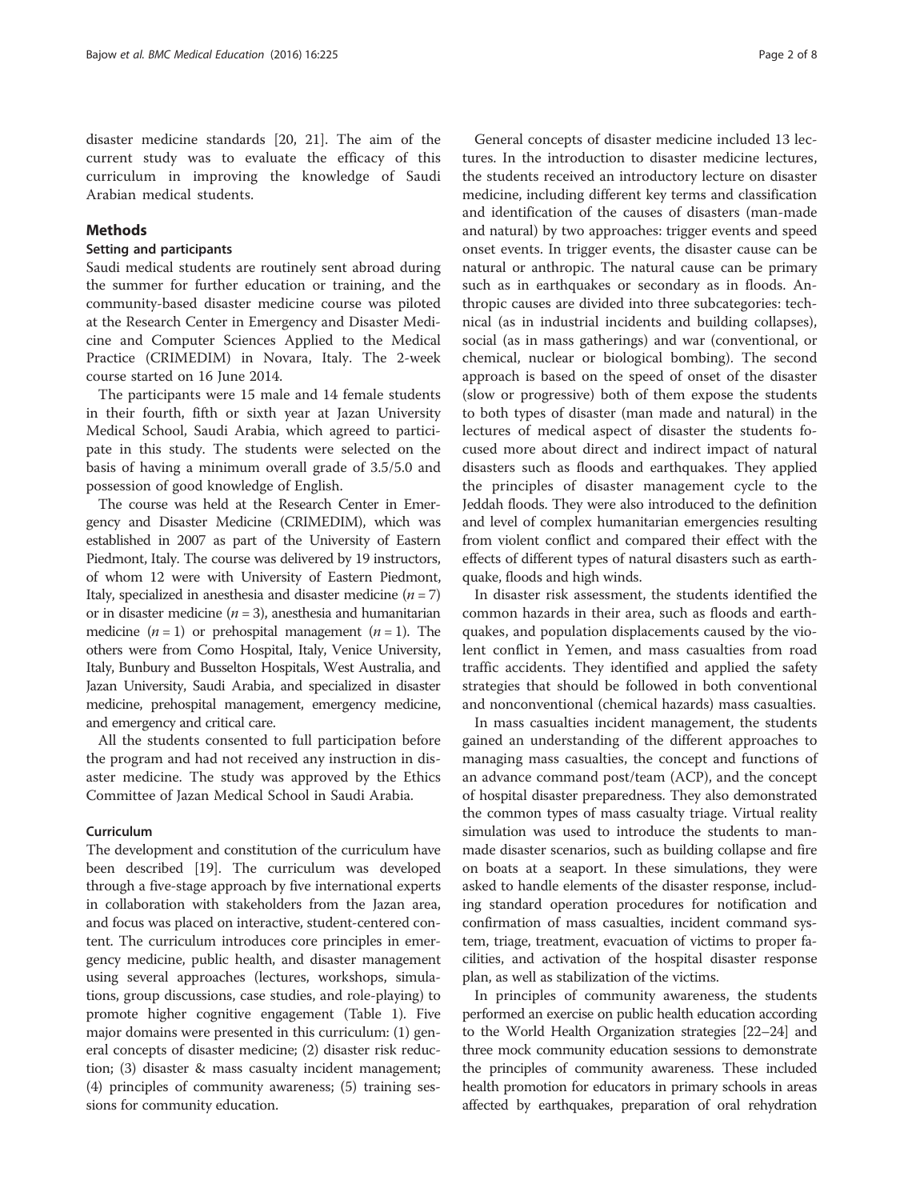disaster medicine standards [20, 21]. The aim of the current study was to evaluate the efficacy of this curriculum in improving the knowledge of Saudi Arabian medical students.

## Methods

### Setting and participants

Saudi medical students are routinely sent abroad during the summer for further education or training, and the community-based disaster medicine course was piloted at the Research Center in Emergency and Disaster Medicine and Computer Sciences Applied to the Medical Practice (CRIMEDIM) in Novara, Italy. The 2-week course started on 16 June 2014.

The participants were 15 male and 14 female students in their fourth, fifth or sixth year at Jazan University Medical School, Saudi Arabia, which agreed to participate in this study. The students were selected on the basis of having a minimum overall grade of 3.5/5.0 and possession of good knowledge of English.

The course was held at the Research Center in Emergency and Disaster Medicine (CRIMEDIM), which was established in 2007 as part of the University of Eastern Piedmont, Italy. The course was delivered by 19 instructors, of whom 12 were with University of Eastern Piedmont, Italy, specialized in anesthesia and disaster medicine (*n* = 7) or in disaster medicine (*n* = 3), anesthesia and humanitarian medicine (*n* = 1) or prehospital management (*n* = 1). The others were from Como Hospital, Italy, Venice University, Italy, Bunbury and Busselton Hospitals, West Australia, and Jazan University, Saudi Arabia, and specialized in disaster medicine, prehospital management, emergency medicine, and emergency and critical care.

All the students consented to full participation before the program and had not received any instruction in disaster medicine. The study was approved by the Ethics Committee of Jazan Medical School in Saudi Arabia.

### Curriculum

The development and constitution of the curriculum have been described [19]. The curriculum was developed through a five-stage approach by five international experts in collaboration with stakeholders from the Jazan area, and focus was placed on interactive, student-centered content. The curriculum introduces core principles in emergency medicine, public health, and disaster management using several approaches (lectures, workshops, simulations, group discussions, case studies, and role-playing) to promote higher cognitive engagement (Table 1). Five major domains were presented in this curriculum: (1) general concepts of disaster medicine; (2) disaster risk reduction; (3) disaster & mass casualty incident management; (4) principles of community awareness; (5) training sessions for community education.

General concepts of disaster medicine included 13 lectures. In the introduction to disaster medicine lectures, the students received an introductory lecture on disaster medicine, including different key terms and classification and identification of the causes of disasters (man-made and natural) by two approaches: trigger events and speed onset events. In trigger events, the disaster cause can be natural or anthropic. The natural cause can be primary such as in earthquakes or secondary as in floods. Anthropic causes are divided into three subcategories: technical (as in industrial incidents and building collapses), social (as in mass gatherings) and war (conventional, or chemical, nuclear or biological bombing). The second approach is based on the speed of onset of the disaster (slow or progressive) both of them expose the students to both types of disaster (man made and natural) in the lectures of medical aspect of disaster the students focused more about direct and indirect impact of natural disasters such as floods and earthquakes. They applied the principles of disaster management cycle to the Jeddah floods. They were also introduced to the definition and level of complex humanitarian emergencies resulting from violent conflict and compared their effect with the effects of different types of natural disasters such as earthquake, floods and high winds.

In disaster risk assessment, the students identified the common hazards in their area, such as floods and earthquakes, and population displacements caused by the violent conflict in Yemen, and mass casualties from road traffic accidents. They identified and applied the safety strategies that should be followed in both conventional and nonconventional (chemical hazards) mass casualties.

In mass casualties incident management, the students gained an understanding of the different approaches to managing mass casualties, the concept and functions of an advance command post/team (ACP), and the concept of hospital disaster preparedness. They also demonstrated the common types of mass casualty triage. Virtual reality simulation was used to introduce the students to man-made disaster scenarios, such as building collapse and fire on boats at a seaport. In these simulations, they were asked to handle elements of the disaster response, including standard operation procedures for notification and confirmation of mass casualties, incident command system, triage, treatment, evacuation of victims to proper facilities, and activation of the hospital disaster response plan, as well as stabilization of the victims.

In principles of community awareness, the students performed an exercise on public health education according to the World Health Organization strategies [22–24] and three mock community education sessions to demonstrate the principles of community awareness. These included health promotion for educators in primary schools in areas affected by earthquakes, preparation of oral rehydration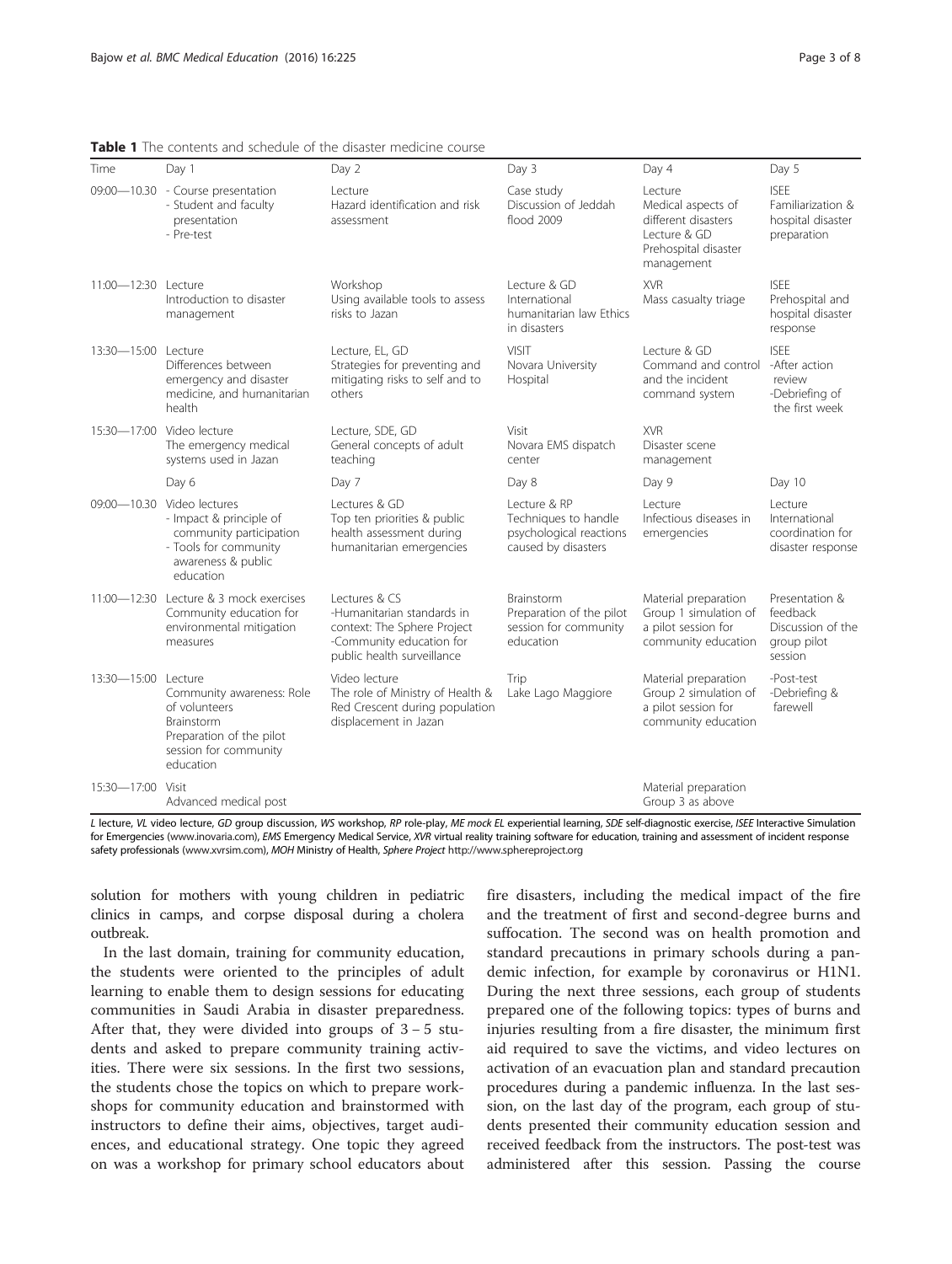**Table 1** The contents and schedule of the disaster medicine course

| Time | Day 1 | Day 2 | Day 3 | Day 4 | Day 5 |
|---|---|---|---|---|---|
| 09:00—10.30 | - Course presentation<br>- Student and faculty presentation<br>- Pre-test | Lecture<br>Hazard identification and risk assessment | Case study<br>Discussion of Jeddah flood 2009 | Lecture<br>Medical aspects of different disasters<br>Lecture & GD<br>Prehospital disaster management | ISEE<br>Familiarization & hospital disaster preparation |
| 11:00—12:30 | Lecture<br>Introduction to disaster management | Workshop<br>Using available tools to assess risks to Jazan | Lecture & GD<br>International humanitarian law Ethics in disasters | XVR<br>Mass casualty triage | ISEE<br>Prehospital and hospital disaster response |
| 13:30—15:00 | Lecture<br>Differences between emergency and disaster medicine, and humanitarian health | Lecture, EL, GD<br>Strategies for preventing and mitigating risks to self and to others | VISIT<br>Novara University Hospital | Lecture & GD<br>Command and control and the incident command system | ISEE<br>-After action review<br>-Debriefing of the first week |
| 15:30—17:00 | Video lecture<br>The emergency medical systems used in Jazan | Lecture, SDE, GD<br>General concepts of adult teaching | Visit<br>Novara EMS dispatch center | XVR<br>Disaster scene management | |
| | Day 6 | Day 7 | Day 8 | Day 9 | Day 10 |
| 09:00—10.30 | Video lectures<br>- Impact & principle of community participation<br>- Tools for community awareness & public education | Lectures & GD<br>Top ten priorities & public health assessment during humanitarian emergencies | Lecture & RP<br>Techniques to handle psychological reactions caused by disasters | Lecture<br>Infectious diseases in emergencies | Lecture<br>International coordination for disaster response |
| 11:00—12:30 | Lecture & 3 mock exercises<br>Community education for environmental mitigation measures | Lectures & CS<br>-Humanitarian standards in context: The Sphere Project<br>-Community education for public health surveillance | Brainstorm<br>Preparation of the pilot session for community education | Material preparation<br>Group 1 simulation of a pilot session for community education | Presentation & feedback<br>Discussion of the group pilot session |
| 13:30—15:00 | Lecture<br>Community awareness: Role of volunteers<br>Brainstorm<br>Preparation of the pilot session for community education | Video lecture<br>The role of Ministry of Health & Red Crescent during population displacement in Jazan | Trip<br>Lake Lago Maggiore | Material preparation<br>Group 2 simulation of a pilot session for community education | -Post-test<br>-Debriefing & farewell |
| 15:30—17:00 | Visit<br>Advanced medical post | | | Material preparation<br>Group 3 as above | |

*L* lecture, *VL* video lecture, *GD* group discussion, *WS* workshop, *RP* role-play, *ME mock EL* experiential learning, *SDE* self-diagnostic exercise, *ISEE* Interactive Simulation for Emergencies (www.inovaria.com), *EMS* Emergency Medical Service, *XVR* virtual reality training software for education, training and assessment of incident response safety professionals (www.xvrsim.com), *MOH* Ministry of Health, *Sphere Project* http://www.sphereproject.org

solution for mothers with young children in pediatric clinics in camps, and corpse disposal during a cholera outbreak.

In the last domain, training for community education, the students were oriented to the principles of adult learning to enable them to design sessions for educating communities in Saudi Arabia in disaster preparedness. After that, they were divided into groups of 3 – 5 students and asked to prepare community training activities. There were six sessions. In the first two sessions, the students chose the topics on which to prepare workshops for community education and brainstormed with instructors to define their aims, objectives, target audiences, and educational strategy. One topic they agreed on was a workshop for primary school educators about fire disasters, including the medical impact of the fire and the treatment of first and second-degree burns and suffocation. The second was on health promotion and standard precautions in primary schools during a pandemic infection, for example by coronavirus or H1N1. During the next three sessions, each group of students prepared one of the following topics: types of burns and injuries resulting from a fire disaster, the minimum first aid required to save the victims, and video lectures on activation of an evacuation plan and standard precaution procedures during a pandemic influenza. In the last session, on the last day of the program, each group of students presented their community education session and received feedback from the instructors. The post-test was administered after this session. Passing the course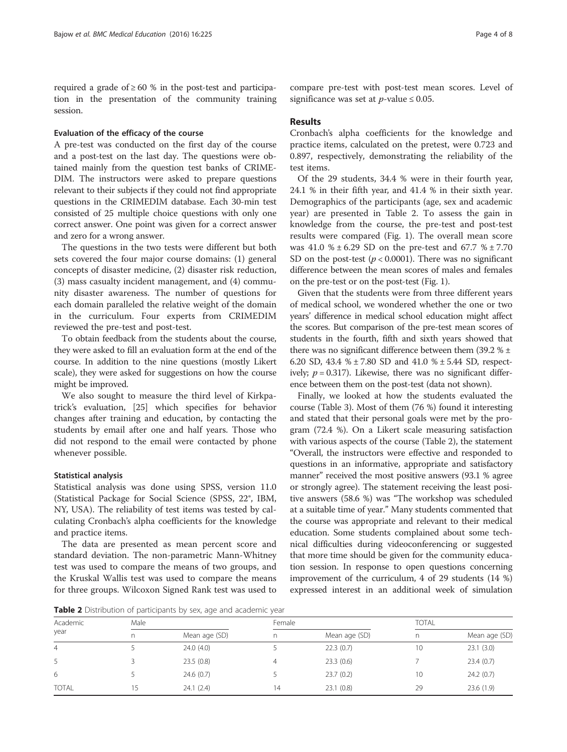required a grade of ≥ 60 % in the post-test and participation in the presentation of the community training session.

#### Evaluation of the efficacy of the course

A pre-test was conducted on the first day of the course and a post-test on the last day. The questions were obtained mainly from the question test banks of CRIMEDIM. The instructors were asked to prepare questions relevant to their subjects if they could not find appropriate questions in the CRIMEDIM database. Each 30-min test consisted of 25 multiple choice questions with only one correct answer. One point was given for a correct answer and zero for a wrong answer.

The questions in the two tests were different but both sets covered the four major course domains: (1) general concepts of disaster medicine, (2) disaster risk reduction, (3) mass casualty incident management, and (4) community disaster awareness. The number of questions for each domain paralleled the relative weight of the domain in the curriculum. Four experts from CRIMEDIM reviewed the pre-test and post-test.

To obtain feedback from the students about the course, they were asked to fill an evaluation form at the end of the course. In addition to the nine questions (mostly Likert scale), they were asked for suggestions on how the course might be improved.

We also sought to measure the third level of Kirkpatrick's evaluation, [25] which specifies for behavior changes after training and education, by contacting the students by email after one and half years. Those who did not respond to the email were contacted by phone whenever possible.

#### Statistical analysis

Statistical analysis was done using SPSS, version 11.0 (Statistical Package for Social Science (SPSS, 22®, IBM, NY, USA). The reliability of test items was tested by calculating Cronbach's alpha coefficients for the knowledge and practice items.

The data are presented as mean percent score and standard deviation. The non-parametric Mann-Whitney test was used to compare the means of two groups, and the Kruskal Wallis test was used to compare the means for three groups. Wilcoxon Signed Rank test was used to compare pre-test with post-test mean scores. Level of significance was set at $p$-value ≤ 0.05.

## Results

Cronbach's alpha coefficients for the knowledge and practice items, calculated on the pretest, were 0.723 and 0.897, respectively, demonstrating the reliability of the test items.

Of the 29 students, 34.4 % were in their fourth year, 24.1 % in their fifth year, and 41.4 % in their sixth year. Demographics of the participants (age, sex and academic year) are presented in Table 2. To assess the gain in knowledge from the course, the pre-test and post-test results were compared (Fig. 1). The overall mean score was 41.0 % ± 6.29 SD on the pre-test and 67.7 % ± 7.70 SD on the post-test ($p < 0.0001$). There was no significant difference between the mean scores of males and females on the pre-test or on the post-test (Fig. 1).

Given that the students were from three different years of medical school, we wondered whether the one or two years' difference in medical school education might affect the scores. But comparison of the pre-test mean scores of students in the fourth, fifth and sixth years showed that there was no significant difference between them (39.2 % ± 6.20 SD, 43.4 % ± 7.80 SD and 41.0 % ± 5.44 SD, respectively; $p = 0.317$). Likewise, there was no significant difference between them on the post-test (data not shown).

Finally, we looked at how the students evaluated the course (Table 3). Most of them (76 %) found it interesting and stated that their personal goals were met by the program (72.4 %). On a Likert scale measuring satisfaction with various aspects of the course (Table 2), the statement "Overall, the instructors were effective and responded to questions in an informative, appropriate and satisfactory manner" received the most positive answers (93.1 % agree or strongly agree). The statement receiving the least positive answers (58.6 %) was "The workshop was scheduled at a suitable time of year." Many students commented that the course was appropriate and relevant to their medical education. Some students complained about some technical difficulties during videoconferencing or suggested that more time should be given for the community education session. In response to open questions concerning improvement of the curriculum, 4 of 29 students (14 %) expressed interest in an additional week of simulation

**Table 2** Distribution of participants by sex, age and academic year

| Academic year | Male | | Female | | TOTAL | |
|---|---|---|---|---|---|---|
| | n | Mean age (SD) | n | Mean age (SD) | n | Mean age (SD) |
| 4 | 5 | 24.0 (4.0) | 5 | 22.3 (0.7) | 10 | 23.1 (3.0) |
| 5 | 3 | 23.5 (0.8) | 4 | 23.3 (0.6) | 7 | 23.4 (0.7) |
| 6 | 5 | 24.6 (0.7) | 5 | 23.7 (0.2) | 10 | 24.2 (0.7) |
| TOTAL | 15 | 24.1 (2.4) | 14 | 23.1 (0.8) | 29 | 23.6 (1.9) |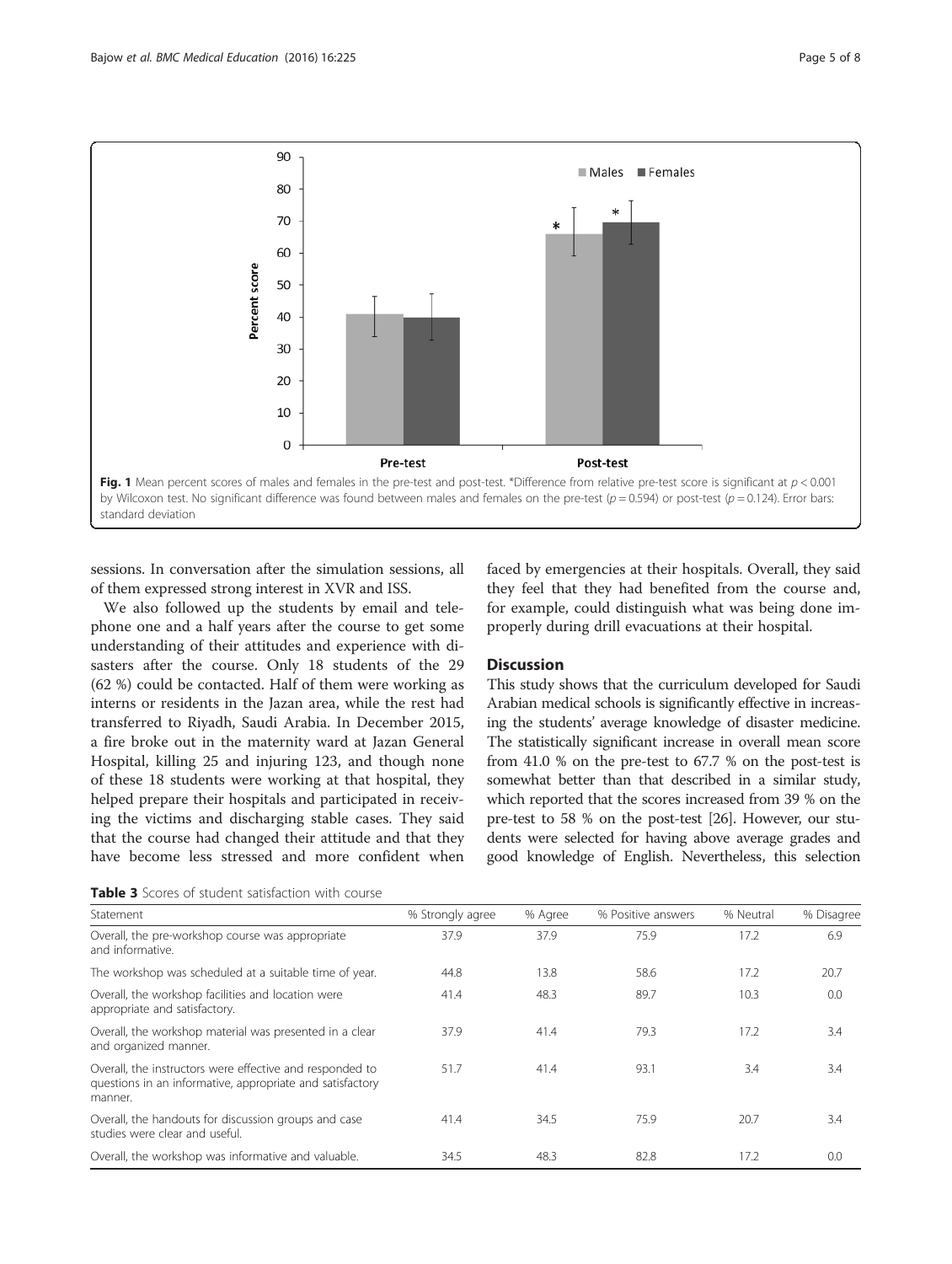**Fig. 1** Mean percent scores of males and females in the pre-test and post-test. *Difference from relative pre-test score is significant at $p < 0.001$ by Wilcoxon test. No significant difference was found between males and females on the pre-test ($p = 0.594$) or post-test ($p = 0.124$). Error bars: standard deviation

sessions. In conversation after the simulation sessions, all of them expressed strong interest in XVR and ISS.

We also followed up the students by email and telephone one and a half years after the course to get some understanding of their attitudes and experience with disasters after the course. Only 18 students of the 29 (62 %) could be contacted. Half of them were working as interns or residents in the Jazan area, while the rest had transferred to Riyadh, Saudi Arabia. In December 2015, a fire broke out in the maternity ward at Jazan General Hospital, killing 25 and injuring 123, and though none of these 18 students were working at that hospital, they helped prepare their hospitals and participated in receiving the victims and discharging stable cases. They said that the course had changed their attitude and that they have become less stressed and more confident when faced by emergencies at their hospitals. Overall, they said they feel that they had benefited from the course and, for example, could distinguish what was being done improperly during drill evacuations at their hospital.

## Discussion

This study shows that the curriculum developed for Saudi Arabian medical schools is significantly effective in increasing the students' average knowledge of disaster medicine. The statistically significant increase in overall mean score from 41.0 % on the pre-test to 67.7 % on the post-test is somewhat better than that described in a similar study, which reported that the scores increased from 39 % on the pre-test to 58 % on the post-test [26]. However, our students were selected for having above average grades and good knowledge of English. Nevertheless, this selection

**Table 3** Scores of student satisfaction with course

| Statement | % Strongly agree | % Agree | % Positive answers | % Neutral | % Disagree |
|---|---|---|---|---|---|
| Overall, the pre-workshop course was appropriate and informative. | 37.9 | 37.9 | 75.9 | 17.2 | 6.9 |
| The workshop was scheduled at a suitable time of year. | 44.8 | 13.8 | 58.6 | 17.2 | 20.7 |
| Overall, the workshop facilities and location were appropriate and satisfactory. | 41.4 | 48.3 | 89.7 | 10.3 | 0.0 |
| Overall, the workshop material was presented in a clear and organized manner. | 37.9 | 41.4 | 79.3 | 17.2 | 3.4 |
| Overall, the instructors were effective and responded to questions in an informative, appropriate and satisfactory manner. | 51.7 | 41.4 | 93.1 | 3.4 | 3.4 |
| Overall, the handouts for discussion groups and case studies were clear and useful. | 41.4 | 34.5 | 75.9 | 20.7 | 3.4 |
| Overall, the workshop was informative and valuable. | 34.5 | 48.3 | 82.8 | 17.2 | 0.0 |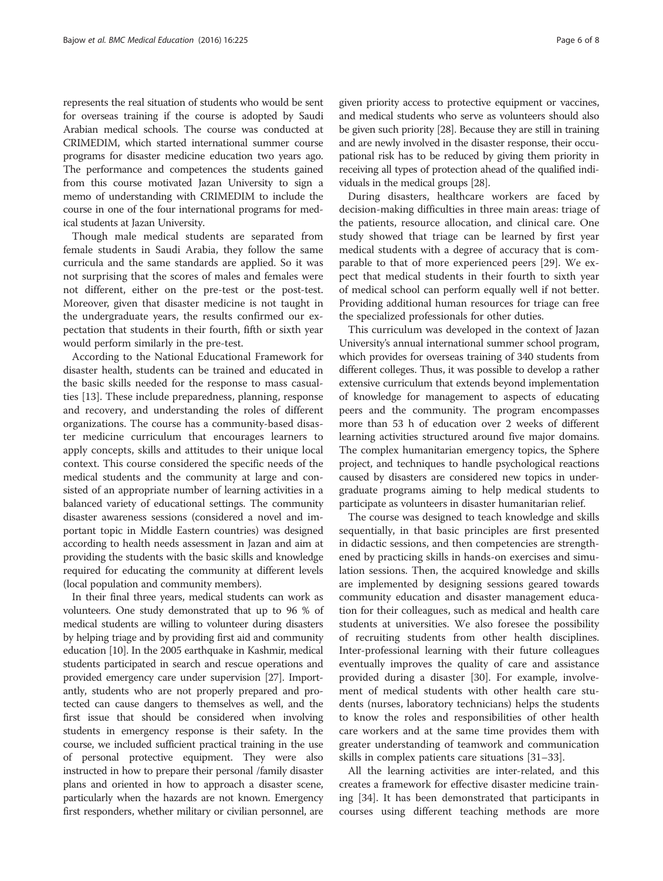represents the real situation of students who would be sent for overseas training if the course is adopted by Saudi Arabian medical schools. The course was conducted at CRIMEDIM, which started international summer course programs for disaster medicine education two years ago. The performance and competences the students gained from this course motivated Jazan University to sign a memo of understanding with CRIMEDIM to include the course in one of the four international programs for medical students at Jazan University.

Though male medical students are separated from female students in Saudi Arabia, they follow the same curricula and the same standards are applied. So it was not surprising that the scores of males and females were not different, either on the pre-test or the post-test. Moreover, given that disaster medicine is not taught in the undergraduate years, the results confirmed our expectation that students in their fourth, fifth or sixth year would perform similarly in the pre-test.

According to the National Educational Framework for disaster health, students can be trained and educated in the basic skills needed for the response to mass casualties [13]. These include preparedness, planning, response and recovery, and understanding the roles of different organizations. The course has a community-based disaster medicine curriculum that encourages learners to apply concepts, skills and attitudes to their unique local context. This course considered the specific needs of the medical students and the community at large and consisted of an appropriate number of learning activities in a balanced variety of educational settings. The community disaster awareness sessions (considered a novel and important topic in Middle Eastern countries) was designed according to health needs assessment in Jazan and aim at providing the students with the basic skills and knowledge required for educating the community at different levels (local population and community members).

In their final three years, medical students can work as volunteers. One study demonstrated that up to 96 % of medical students are willing to volunteer during disasters by helping triage and by providing first aid and community education [10]. In the 2005 earthquake in Kashmir, medical students participated in search and rescue operations and provided emergency care under supervision [27]. Importantly, students who are not properly prepared and protected can cause dangers to themselves as well, and the first issue that should be considered when involving students in emergency response is their safety. In the course, we included sufficient practical training in the use of personal protective equipment. They were also instructed in how to prepare their personal /family disaster plans and oriented in how to approach a disaster scene, particularly when the hazards are not known. Emergency first responders, whether military or civilian personnel, are given priority access to protective equipment or vaccines, and medical students who serve as volunteers should also be given such priority [28]. Because they are still in training and are newly involved in the disaster response, their occupational risk has to be reduced by giving them priority in receiving all types of protection ahead of the qualified individuals in the medical groups [28].

During disasters, healthcare workers are faced by decision-making difficulties in three main areas: triage of the patients, resource allocation, and clinical care. One study showed that triage can be learned by first year medical students with a degree of accuracy that is comparable to that of more experienced peers [29]. We expect that medical students in their fourth to sixth year of medical school can perform equally well if not better. Providing additional human resources for triage can free the specialized professionals for other duties.

This curriculum was developed in the context of Jazan University's annual international summer school program, which provides for overseas training of 340 students from different colleges. Thus, it was possible to develop a rather extensive curriculum that extends beyond implementation of knowledge for management to aspects of educating peers and the community. The program encompasses more than 53 h of education over 2 weeks of different learning activities structured around five major domains. The complex humanitarian emergency topics, the Sphere project, and techniques to handle psychological reactions caused by disasters are considered new topics in undergraduate programs aiming to help medical students to participate as volunteers in disaster humanitarian relief.

The course was designed to teach knowledge and skills sequentially, in that basic principles are first presented in didactic sessions, and then competencies are strengthened by practicing skills in hands-on exercises and simulation sessions. Then, the acquired knowledge and skills are implemented by designing sessions geared towards community education and disaster management education for their colleagues, such as medical and health care students at universities. We also foresee the possibility of recruiting students from other health disciplines. Inter-professional learning with their future colleagues eventually improves the quality of care and assistance provided during a disaster [30]. For example, involvement of medical students with other health care students (nurses, laboratory technicians) helps the students to know the roles and responsibilities of other health care workers and at the same time provides them with greater understanding of teamwork and communication skills in complex patients care situations [31–33].

All the learning activities are inter-related, and this creates a framework for effective disaster medicine training [34]. It has been demonstrated that participants in courses using different teaching methods are more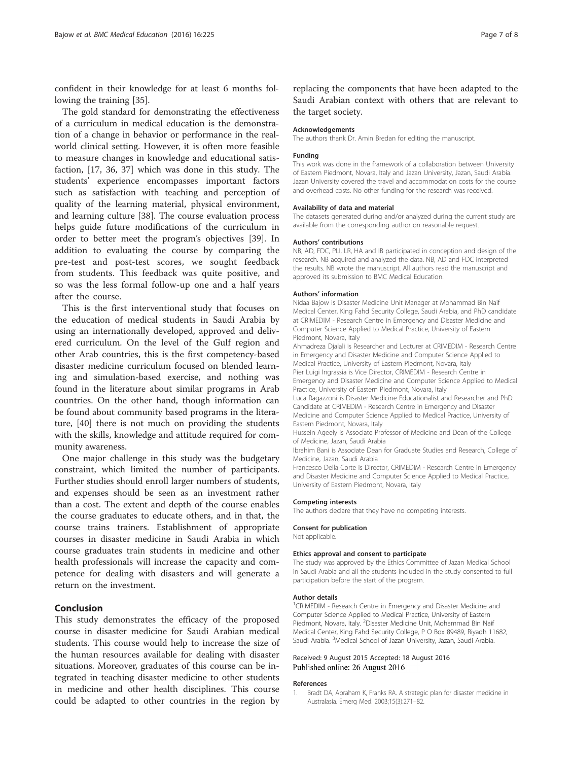confident in their knowledge for at least 6 months following the training [35].

The gold standard for demonstrating the effectiveness of a curriculum in medical education is the demonstration of a change in behavior or performance in the real-world clinical setting. However, it is often more feasible to measure changes in knowledge and educational satisfaction, [17, 36, 37] which was done in this study. The students' experience encompasses important factors such as satisfaction with teaching and perception of quality of the learning material, physical environment, and learning culture [38]. The course evaluation process helps guide future modifications of the curriculum in order to better meet the program's objectives [39]. In addition to evaluating the course by comparing the pre-test and post-test scores, we sought feedback from students. This feedback was quite positive, and so was the less formal follow-up one and a half years after the course.

This is the first interventional study that focuses on the education of medical students in Saudi Arabia by using an internationally developed, approved and delivered curriculum. On the level of the Gulf region and other Arab countries, this is the first competency-based disaster medicine curriculum focused on blended learning and simulation-based exercise, and nothing was found in the literature about similar programs in Arab countries. On the other hand, though information can be found about community based programs in the literature, [40] there is not much on providing the students with the skills, knowledge and attitude required for community awareness.

One major challenge in this study was the budgetary constraint, which limited the number of participants. Further studies should enroll larger numbers of students, and expenses should be seen as an investment rather than a cost. The extent and depth of the course enables the course graduates to educate others, and in that, the course trains trainers. Establishment of appropriate courses in disaster medicine in Saudi Arabia in which course graduates train students in medicine and other health professionals will increase the capacity and competence for dealing with disasters and will generate a return on the investment.

## Conclusion

This study demonstrates the efficacy of the proposed course in disaster medicine for Saudi Arabian medical students. This course would help to increase the size of the human resources available for dealing with disaster situations. Moreover, graduates of this course can be integrated in teaching disaster medicine to other students in medicine and other health disciplines. This course could be adapted to other countries in the region by replacing the components that have been adapted to the Saudi Arabian context with others that are relevant to the target society.

#### Acknowledgements

The authors thank Dr. Amin Bredan for editing the manuscript.

#### Funding

This work was done in the framework of a collaboration between University of Eastern Piedmont, Novara, Italy and Jazan University, Jazan, Saudi Arabia. Jazan University covered the travel and accommodation costs for the course and overhead costs. No other funding for the research was received.

#### Availability of data and material

The datasets generated during and/or analyzed during the current study are available from the corresponding author on reasonable request.

#### Authors' contributions

NB, AD, FDC, PLI, LR, HA and IB participated in conception and design of the research. NB acquired and analyzed the data. NB, AD and FDC interpreted the results. NB wrote the manuscript. All authors read the manuscript and approved its submission to BMC Medical Education.

#### Authors' information

Nidaa Bajow is Disaster Medicine Unit Manager at Mohammad Bin Naif Medical Center, King Fahd Security College, Saudi Arabia, and PhD candidate at CRIMEDIM - Research Centre in Emergency and Disaster Medicine and Computer Science Applied to Medical Practice, University of Eastern Piedmont, Novara, Italy

Ahmadreza Djalali is Researcher and Lecturer at CRIMEDIM - Research Centre in Emergency and Disaster Medicine and Computer Science Applied to Medical Practice, University of Eastern Piedmont, Novara, Italy

Pier Luigi Ingrassia is Vice Director, CRIMEDIM - Research Centre in Emergency and Disaster Medicine and Computer Science Applied to Medical Practice, University of Eastern Piedmont, Novara, Italy

Luca Ragazzoni is Disaster Medicine Educationalist and Researcher and PhD Candidate at CRIMEDIM - Research Centre in Emergency and Disaster Medicine and Computer Science Applied to Medical Practice, University of Eastern Piedmont, Novara, Italy

Hussein Ageely is Associate Professor of Medicine and Dean of the College of Medicine, Jazan, Saudi Arabia

Ibrahim Bani is Associate Dean for Graduate Studies and Research, College of Medicine, Jazan, Saudi Arabia

Francesco Della Corte is Director, CRIMEDIM - Research Centre in Emergency and Disaster Medicine and Computer Science Applied to Medical Practice, University of Eastern Piedmont, Novara, Italy

#### Competing interests

The authors declare that they have no competing interests.

#### Consent for publication

Not applicable.

#### Ethics approval and consent to participate

The study was approved by the Ethics Committee of Jazan Medical School in Saudi Arabia and all the students included in the study consented to full participation before the start of the program.

#### Author details

[1]CRIMEDIM - Research Centre in Emergency and Disaster Medicine and Computer Science Applied to Medical Practice, University of Eastern Piedmont, Novara, Italy. [2]Disaster Medicine Unit, Mohammad Bin Naif Medical Center, King Fahd Security College, P O Box 89489, Riyadh 11682, Saudi Arabia. [3]Medical School of Jazan University, Jazan, Saudi Arabia.

Received: 9 August 2015 Accepted: 18 August 2016
Published online: 26 August 2016

#### References

1. Bradt DA, Abraham K, Franks RA. A strategic plan for disaster medicine in Australasia. Emerg Med. 2003;15(3):271–82.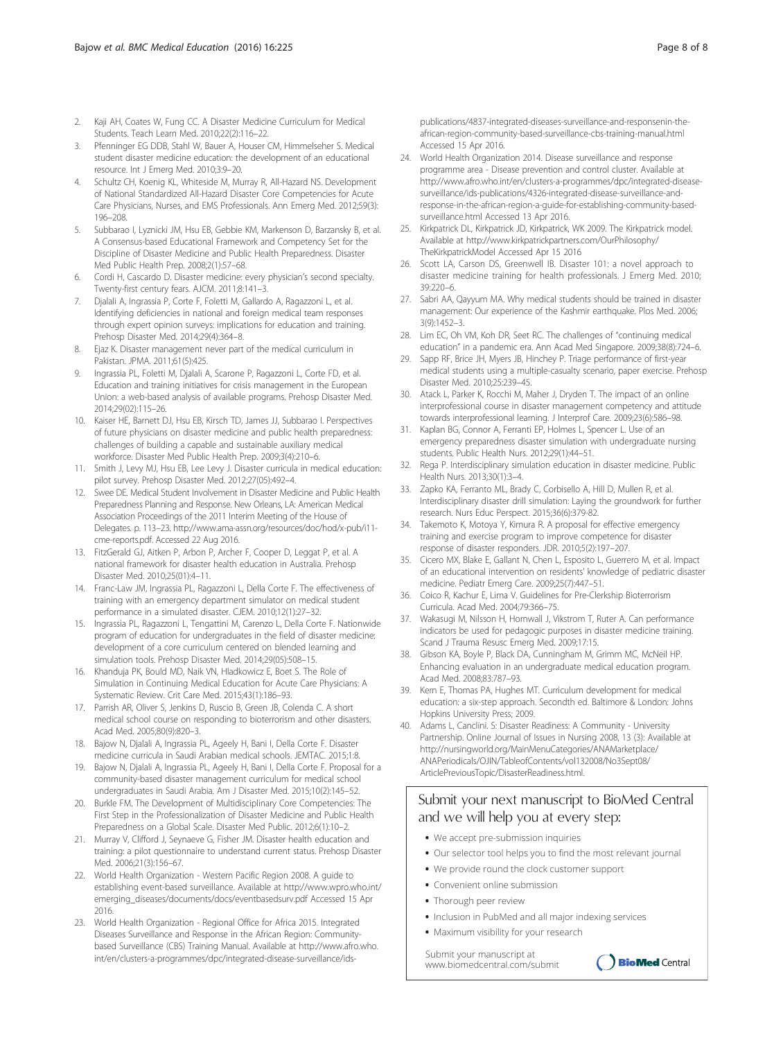2. Kaji AH, Coates W, Fung CC. A Disaster Medicine Curriculum for Medical Students. Teach Learn Med. 2010;22(2):116–22.
3. Pfenninger EG DDB, Stahl W, Bauer A, Houser CM, Himmelseher S. Medical student disaster medicine education: the development of an educational resource. Int J Emerg Med. 2010;3:9–20.
4. Schultz CH, Koenig KL, Whiteside M, Murray R, All-Hazard NS. Development of National Standardized All-Hazard Disaster Core Competencies for Acute Care Physicians, Nurses, and EMS Professionals. Ann Emerg Med. 2012;59(3): 196–208.
5. Subbarao I, Lyznicki JM, Hsu EB, Gebbie KM, Markenson D, Barzansky B, et al. A Consensus-based Educational Framework and Competency Set for the Discipline of Disaster Medicine and Public Health Preparedness. Disaster Med Public Health Prep. 2008;2(1):57–68.
6. Cordi H, Cascardo D. Disaster medicine: every physician's second specialty. Twenty-first century fears. AJCM. 2011;8:141–3.
7. Djalali A, Ingrassia P, Corte F, Foletti M, Gallardo A, Ragazzoni L, et al. Identifying deficiencies in national and foreign medical team responses through expert opinion surveys: implications for education and training. Prehosp Disaster Med. 2014;29(4):364–8.
8. Ejaz K. Disaster management never part of the medical curriculum in Pakistan. JPMA. 2011;61(5):425.
9. Ingrassia PL, Foletti M, Djalali A, Scarone P, Ragazzoni L, Corte FD, et al. Education and training initiatives for crisis management in the European Union: a web-based analysis of available programs. Prehosp Disaster Med. 2014;29(02):115–26.
10. Kaiser HE, Barnett DJ, Hsu EB, Kirsch TD, James JJ, Subbarao I. Perspectives of future physicians on disaster medicine and public health preparedness: challenges of building a capable and sustainable auxiliary medical workforce. Disaster Med Public Health Prep. 2009;3(4):210–6.
11. Smith J, Levy MJ, Hsu EB, Lee Levy J. Disaster curricula in medical education: pilot survey. Prehosp Disaster Med. 2012;27(05):492–4.
12. Swee DE. Medical Student Involvement in Disaster Medicine and Public Health Preparedness Planning and Response. New Orleans, LA: American Medical Association Proceedings of the 2011 Interim Meeting of the House of Delegates. p. 113–23. http://www.ama-assn.org/resources/doc/hod/x-pub/i11-cme-reports.pdf. Accessed 22 Aug 2016.
13. FitzGerald GJ, Aitken P, Arbon P, Archer F, Cooper D, Leggat P, et al. A national framework for disaster health education in Australia. Prehosp Disaster Med. 2010;25(01):4–11.
14. Franc-Law JM, Ingrassia PL, Ragazzoni L, Della Corte F. The effectiveness of training with an emergency department simulator on medical student performance in a simulated disaster. CJEM. 2010;12(1):27–32.
15. Ingrassia PL, Ragazzoni L, Tengattini M, Carenzo L, Della Corte F. Nationwide program of education for undergraduates in the field of disaster medicine: development of a core curriculum centered on blended learning and simulation tools. Prehosp Disaster Med. 2014;29(05):508–15.
16. Khanduja PK, Bould MD, Naik VN, Hladkowicz E, Boet S. The Role of Simulation in Continuing Medical Education for Acute Care Physicians: A Systematic Review. Crit Care Med. 2015;43(1):186–93.
17. Parrish AR, Oliver S, Jenkins D, Ruscio B, Green JB, Colenda C. A short medical school course on responding to bioterrorism and other disasters. Acad Med. 2005;80(9):820–3.
18. Bajow N, Djalali A, Ingrassia PL, Ageely H, Bani I, Della Corte F. Disaster medicine curricula in Saudi Arabian medical schools. JEMTAC. 2015;1:8.
19. Bajow N, Djalali A, Ingrassia PL, Ageely H, Bani I, Della Corte F. Proposal for a community-based disaster management curriculum for medical school undergraduates in Saudi Arabia. Am J Disaster Med. 2015;10(2):145–52.
20. Burkle FM. The Development of Multidisciplinary Core Competencies: The First Step in the Professionalization of Disaster Medicine and Public Health Preparedness on a Global Scale. Disaster Med Public. 2012;6(1):10–2.
21. Murray V, Clifford J, Seynaeve G, Fisher JM. Disaster health education and training: a pilot questionnaire to understand current status. Prehosp Disaster Med. 2006;21(3):156–67.
22. World Health Organization - Western Pacific Region 2008. A guide to establishing event-based surveillance. Available at http://www.wpro.who.int/emerging_diseases/documents/docs/eventbasedsurv.pdf Accessed 15 Apr 2016.
23. World Health Organization - Regional Office for Africa 2015. Integrated Diseases Surveillance and Response in the African Region: Community-based Surveillance (CBS) Training Manual. Available at http://www.afro.who.int/en/clusters-a-programmes/dpc/integrated-disease-surveillance/ids-publications/4837-integrated-diseases-surveillance-and-responsenin-the-african-region-community-based-surveillance-cbs-training-manual.html Accessed 15 Apr 2016.
24. World Health Organization 2014. Disease surveillance and response programme area - Disease prevention and control cluster. Available at http://www.afro.who.int/en/clusters-a-programmes/dpc/integrated-disease-surveillance/ids-publications/4326-integrated-disease-surveillance-and-response-in-the-african-region-a-guide-for-establishing-community-based-surveillance.html Accessed 13 Apr 2016.
25. Kirkpatrick DL, Kirkpatrick JD, Kirkpatrick, WK 2009. The Kirkpatrick model. Available at http://www.kirkpatrickpartners.com/OurPhilosophy/TheKirkpatrickModel Accessed Apr 15 2016
26. Scott LA, Carson DS, Greenwell IB. Disaster 101: a novel approach to disaster medicine training for health professionals. J Emerg Med. 2010; 39:220–6.
27. Sabri AA, Qayyum MA. Why medical students should be trained in disaster management: Our experience of the Kashmir earthquake. Plos Med. 2006; 3(9):1452–3.
28. Lim EC, Oh VM, Koh DR, Seet RC. The challenges of "continuing medical education" in a pandemic era. Ann Acad Med Singapore. 2009;38(8):724–6.
29. Sapp RF, Brice JH, Myers JB, Hinchey P. Triage performance of first-year medical students using a multiple-casualty scenario, paper exercise. Prehosp Disaster Med. 2010;25:239–45.
30. Atack L, Parker K, Rocchi M, Maher J, Dryden T. The impact of an online interprofessional course in disaster management competency and attitude towards interprofessional learning. J Interprof Care. 2009;23(6):586–98.
31. Kaplan BG, Connor A, Ferranti EP, Holmes L, Spencer L. Use of an emergency preparedness disaster simulation with undergraduate nursing students. Public Health Nurs. 2012;29(1):44–51.
32. Rega P. Interdisciplinary simulation education in disaster medicine. Public Health Nurs. 2013;30(1):3–4.
33. Zapko KA, Ferranto ML, Brady C, Corbisello A, Hill D, Mullen R, et al. Interdisciplinary disaster drill simulation: Laying the groundwork for further research. Nurs Educ Perspect. 2015;36(6):379-82.
34. Takemoto K, Motoya Y, Kimura R. A proposal for effective emergency training and exercise program to improve competence for disaster response of disaster responders. JDR. 2010;5(2):197–207.
35. Cicero MX, Blake E, Gallant N, Chen L, Esposito L, Guerrero M, et al. Impact of an educational intervention on residents' knowledge of pediatric disaster medicine. Pediatr Emerg Care. 2009;25(7):447–51.
36. Coico R, Kachur E, Lima V. Guidelines for Pre-Clerkship Bioterrorism Curricula. Acad Med. 2004;79:366–75.
37. Wakasugi M, Nilsson H, Hornwall J, Vikstrom T, Ruter A. Can performance indicators be used for pedagogic purposes in disaster medicine training. Scand J Trauma Resusc Emerg Med. 2009;17:15.
38. Gibson KA, Boyle P, Black DA, Cunningham M, Grimm MC, McNeil HP. Enhancing evaluation in an undergraduate medical education program. Acad Med. 2008;83:787–93.
39. Kern E, Thomas PA, Hughes MT. Curriculum development for medical education: a six-step approach. Secondth ed. Baltimore & London: Johns Hopkins University Press; 2009.
40. Adams L, Canclini. S: Disaster Readiness: A Community - University Partnership. Online Journal of Issues in Nursing 2008, 13 (3): Available at http://nursingworld.org/MainMenuCategories/ANAMarketplace/ANAPeriodicals/OJIN/TableofContents/vol132008/No3Sept08/ArticlePreviousTopic/DisasterReadiness.html.